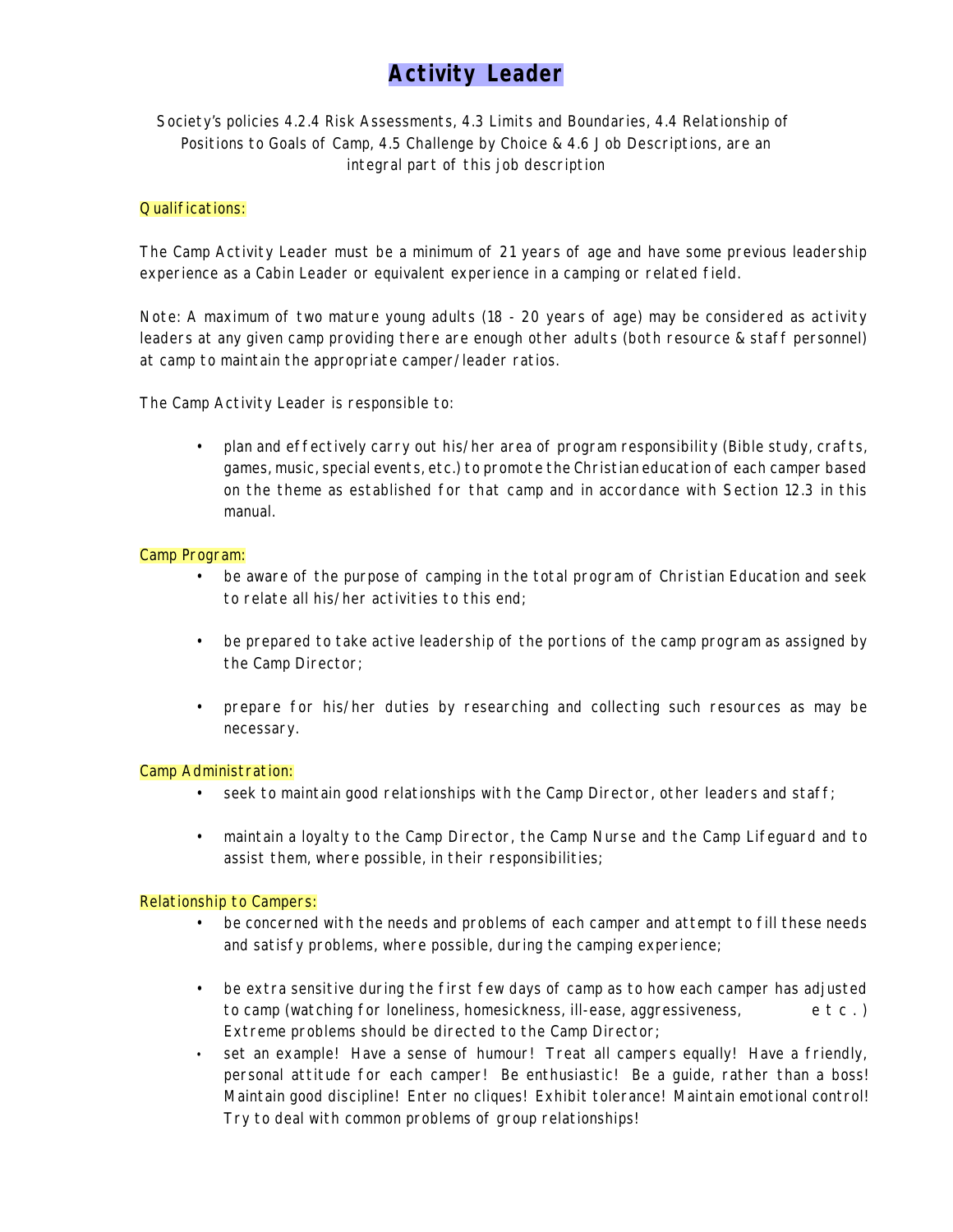# Activity Leader

Society's policies 4.2.4 Risk Assessments, 4.3 Limits and Boundaries, 4.4 Relationship of Positions to Goals of Camp, 4.5 Challenge by Choice & 4.6 Job Descriptions, are an integral part of this job description

## Qualifications:

The Camp Activity Leader must be a minimum of 21 years of age and have some previous leadership experience as a Cabin Leader or equivalent experience in a camping or related field.

Note: A maximum of two mature young adults (18 - 20 years of age) may be considered as activity leaders at any given camp providing there are enough other adults (both resource & staff personnel) at camp to maintain the appropriate camper/leader ratios.

The Camp Activity Leader is responsible to:

- plan and effectively carry out his/her area of program responsibility (Bible study, crafts, games, music, special events, etc.) to promote the Christian education of each camper based on the theme as established for that camp and in accordance with Section 12.3 in this manual.

## Camp Program:

- be aware of the purpose of camping in the total program of Christian Education and seek to relate all his/her activities to this end;
- be prepared to take active leadership of the portions of the camp program as assigned by the Camp Director;
- prepare for his/her duties by researching and collecting such resources as may be necessary.

## Camp Administration:

- seek to maintain good relationships with the Camp Director, other leaders and staff;
- maintain a loyalty to the Camp Director, the Camp Nurse and the Camp Lifeguard and to assist them, where possible, in their responsibilities;

## Relationship to Campers:

- be concerned with the needs and problems of each camper and attempt to fill these needs and satisfy problems, where possible, during the camping experience;
- be extra sensitive during the first few days of camp as to how each camper has adjusted to camp (watching for loneliness, homesickness, ill-ease, aggressiveness, etc.) Extreme problems should be directed to the Camp Director;
- set an example! Have a sense of humour! Treat all campers equally! Have a friendly, personal attitude for each camper! Be enthusiastic! Be a guide, rather than a boss! Maintain good discipline! Enter no cliques! Exhibit tolerance! Maintain emotional control! Try to deal with common problems of group relationships!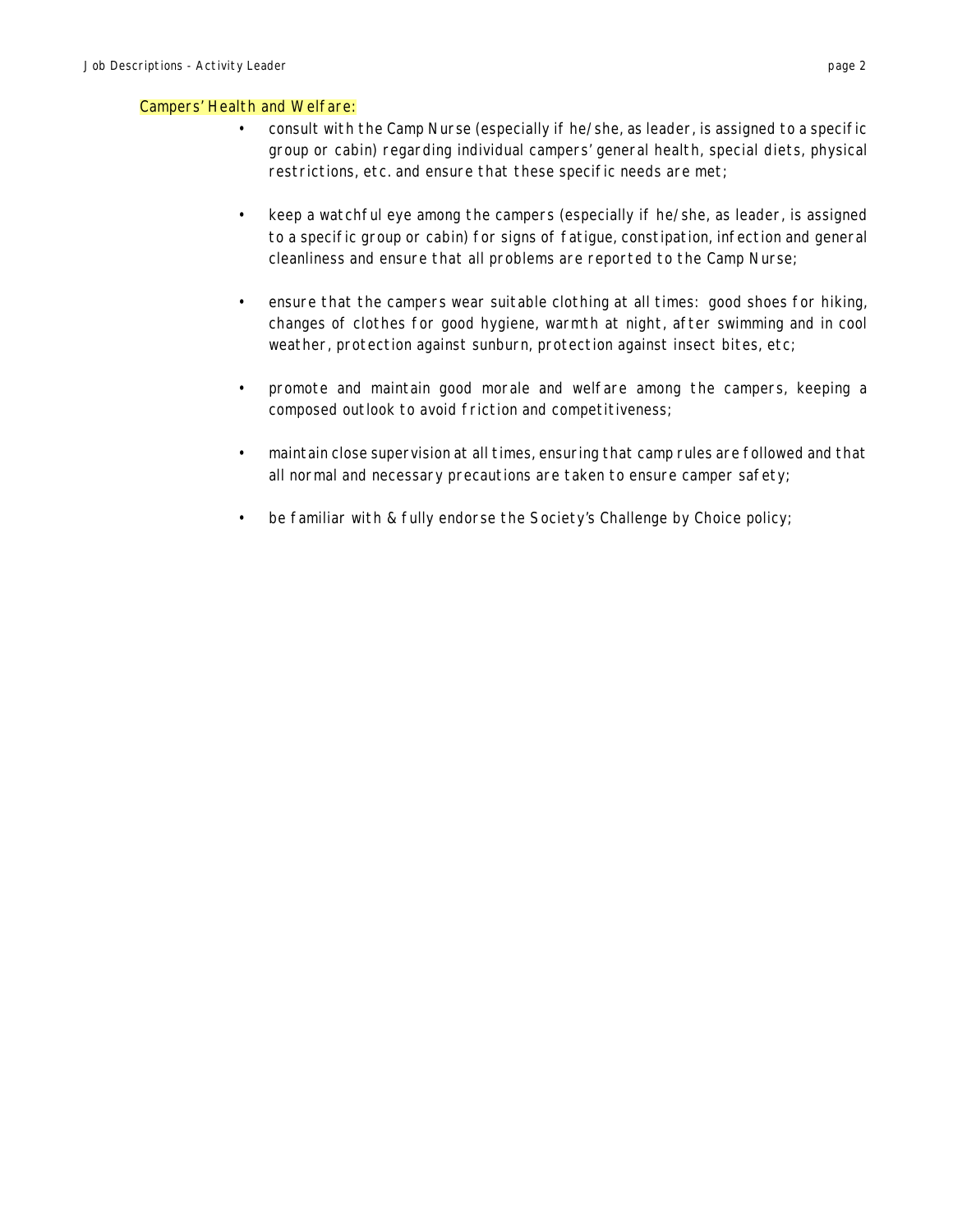Campers' Health and Welfare:

- consult with the Camp Nurse (especially if he/she, as leader, is assigned to a specific group or cabin) regarding individual campers' general health, special diets, physical restrictions, etc. and ensure that these specific needs are met;

- keep a watchful eye among the campers (especially if he/she, as leader, is assigned to a specific group or cabin) for signs of fatigue, constipation, infection and general cleanliness and ensure that all problems are reported to the Camp Nurse;

- ensure that the campers wear suitable clothing at all times: good shoes for hiking, changes of clothes for good hygiene, warmth at night, after swimming and in cool weather, protection against sunburn, protection against insect bites, etc;

- promote and maintain good morale and welfare among the campers, keeping a composed outlook to avoid friction and competitiveness;

- maintain close supervision at all times, ensuring that camp rules are followed and that all normal and necessary precautions are taken to ensure camper safety;

- be familiar with & fully endorse the Society's Challenge by Choice policy;